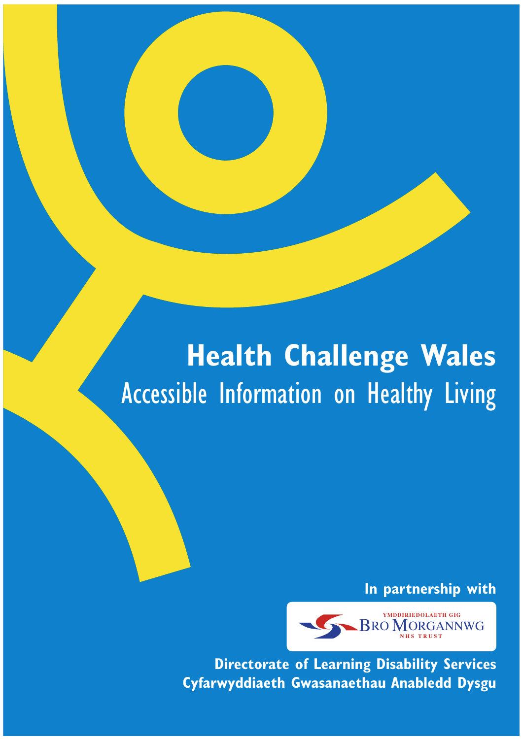# Health Challenge Wales

## Accessible Information on Healthy Living

**In partnership with**

YMDDIRIEDOLAETH GIG
BRO MORGANNWG
NHS TRUST

**Directorate of Learning Disability Services**
**Cyfarwyddiaeth Gwasanaethau Anabledd Dysgu**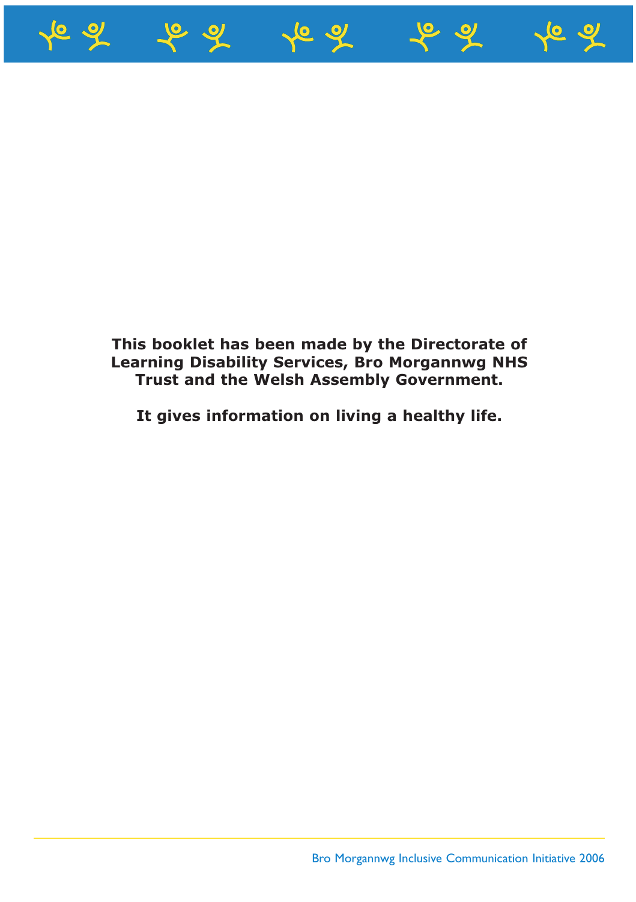**This booklet has been made by the Directorate of Learning Disability Services, Bro Morgannwg NHS Trust and the Welsh Assembly Government.**

**It gives information on living a healthy life.**

Bro Morgannwg Inclusive Communication Initiative 2006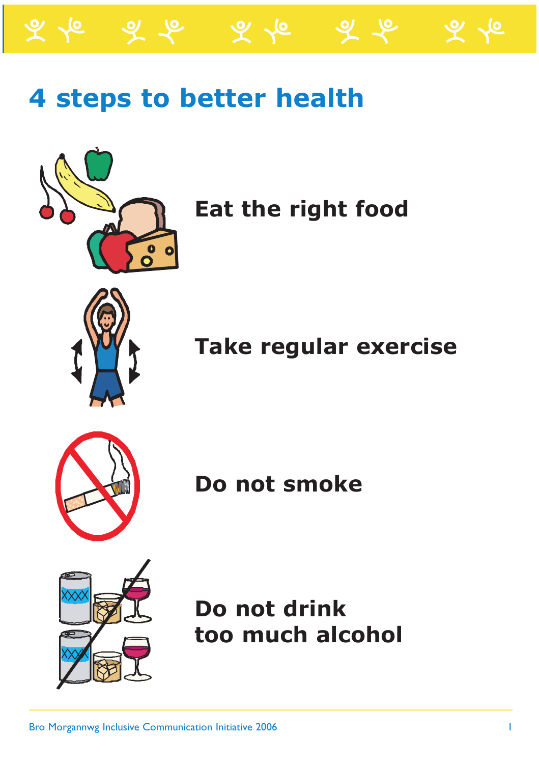# 4 steps to better health

**Eat the right food**

**Take regular exercise**

**Do not smoke**

**Do not drink too much alcohol**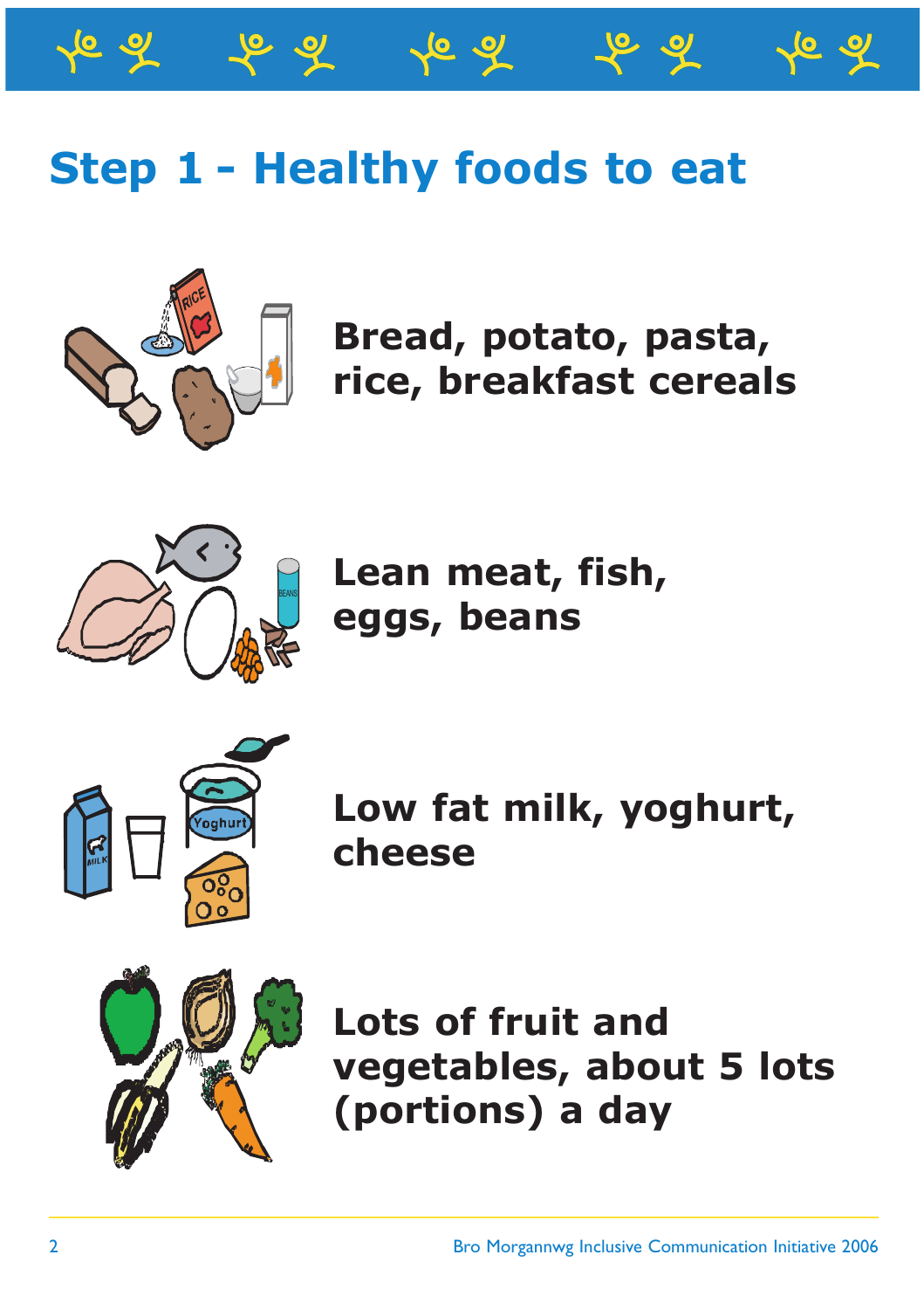# Step 1 - Healthy foods to eat

**Bread, potato, pasta, rice, breakfast cereals**

**Lean meat, fish, eggs, beans**

**Low fat milk, yoghurt, cheese**

**Lots of fruit and vegetables, about 5 lots (portions) a day**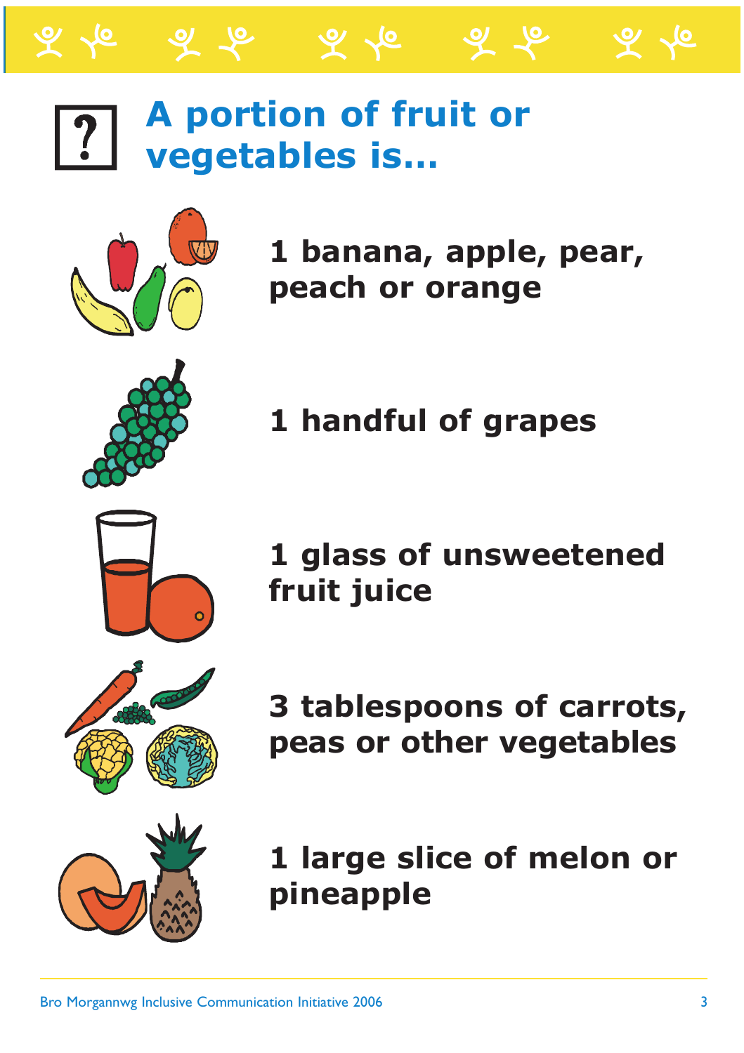# A portion of fruit or vegetables is…

**1 banana, apple, pear, peach or orange**

**1 handful of grapes**

**1 glass of unsweetened fruit juice**

**3 tablespoons of carrots, peas or other vegetables**

**1 large slice of melon or pineapple**

Bro Morgannwg Inclusive Communication Initiative 2006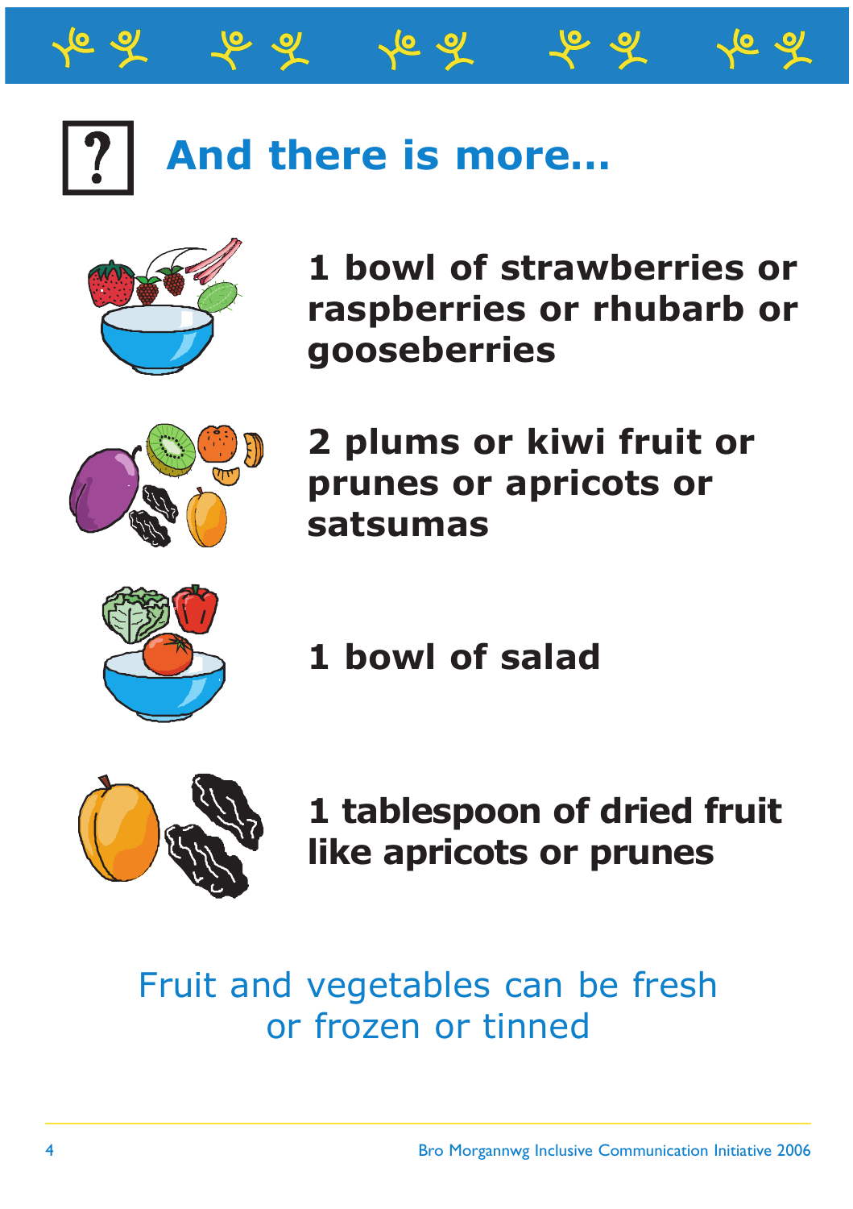# And there is more...

**1 bowl of strawberries or raspberries or rhubarb or gooseberries**

**2 plums or kiwi fruit or prunes or apricots or satsumas**

**1 bowl of salad**

**1 tablespoon of dried fruit like apricots or prunes**

Fruit and vegetables can be fresh or frozen or tinned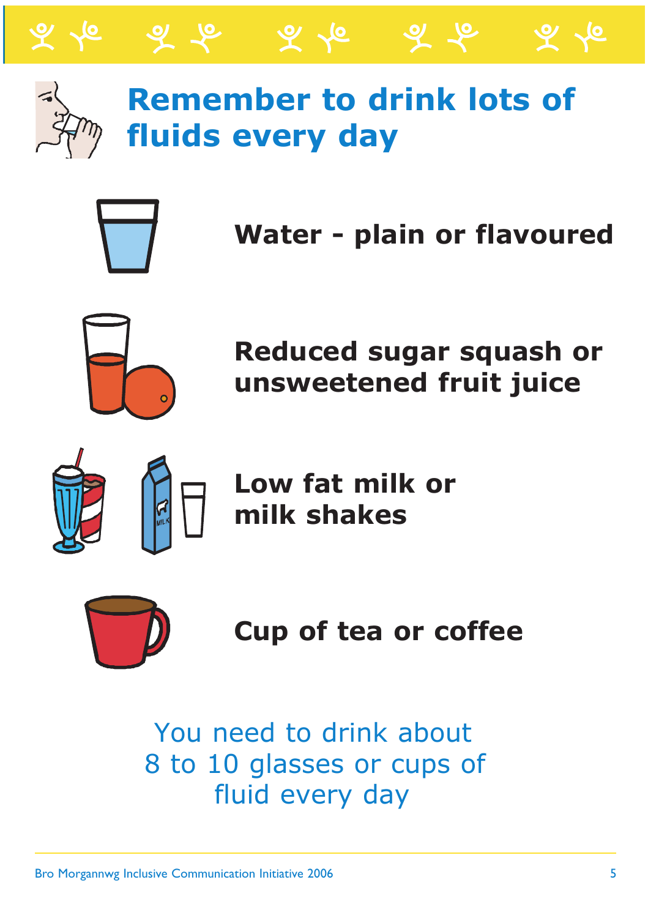# Remember to drink lots of fluids every day

**Water - plain or flavoured**

**Reduced sugar squash or unsweetened fruit juice**

**Low fat milk or milk shakes**

**Cup of tea or coffee**

You need to drink about 8 to 10 glasses or cups of fluid every day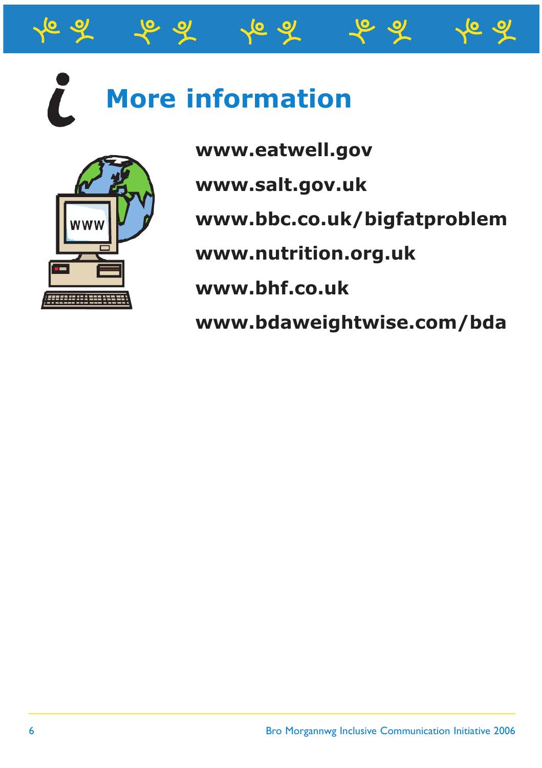# More information

**www.eatwell.gov**

**www.salt.gov.uk**

**www.bbc.co.uk/bigfatproblem**

**www.nutrition.org.uk**

**www.bhf.co.uk**

**www.bdaweightwise.com/bda**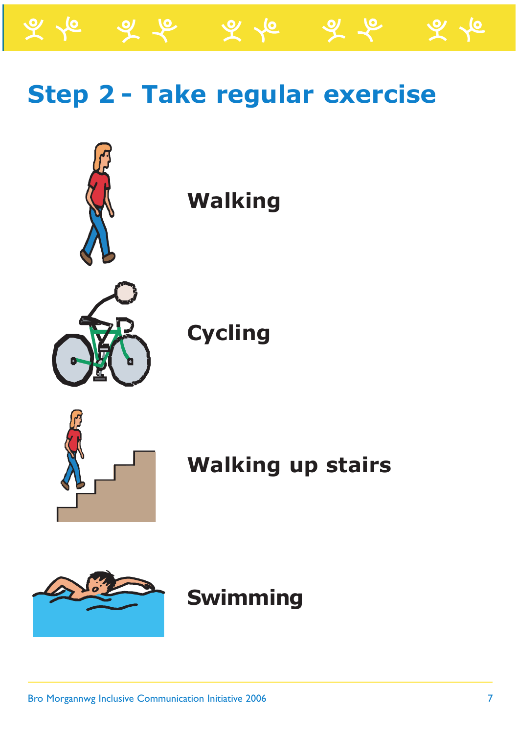## Step 2 - Take regular exercise

**Walking**

**Cycling**

**Walking up stairs**

**Swimming**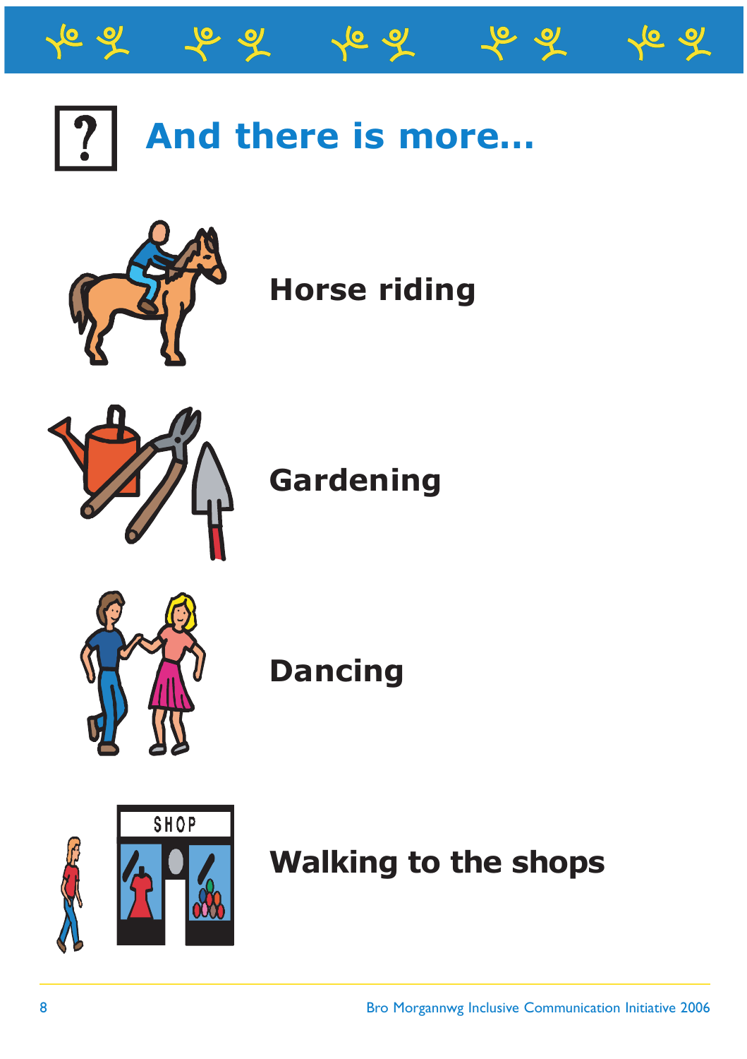# And there is more...

**Horse riding**

**Gardening**

**Dancing**

**Walking to the shops**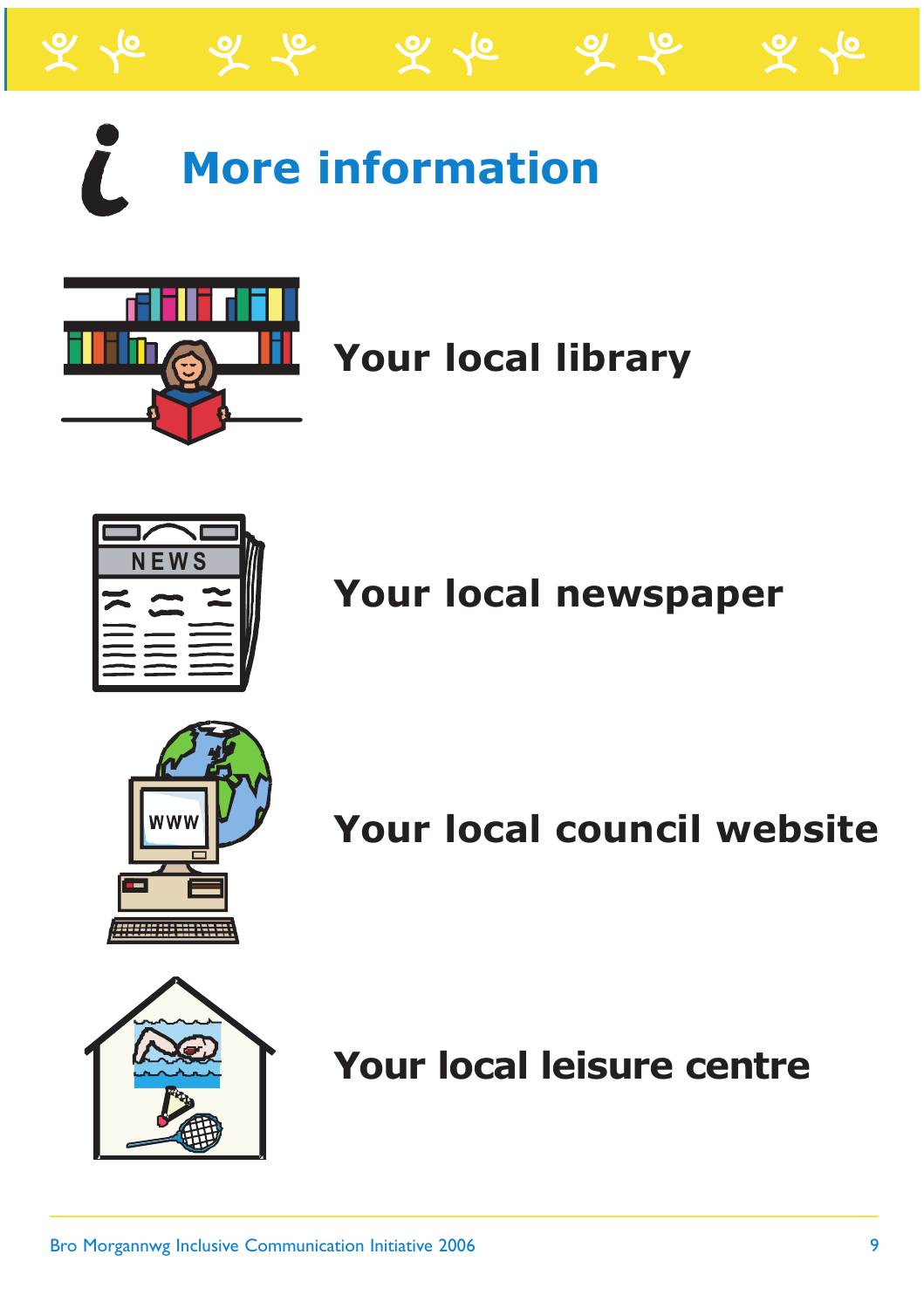# More information

**Your local library**

**Your local newspaper**

**Your local council website**

**Your local leisure centre**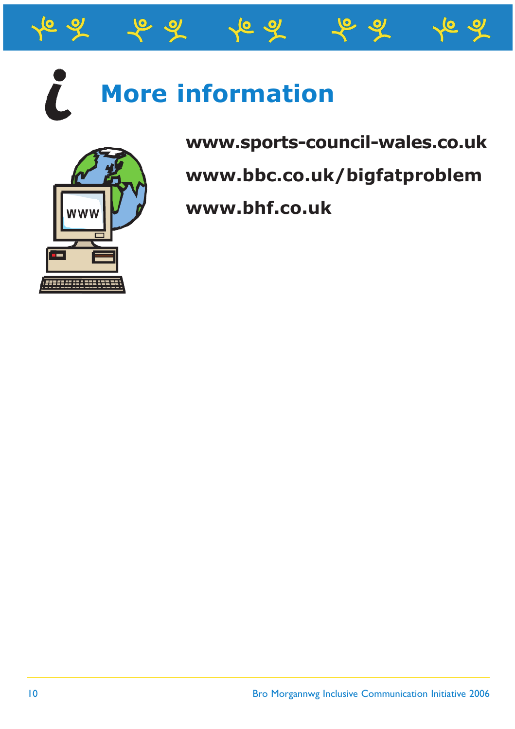# More information

**www.sports-council-wales.co.uk**

**www.bbc.co.uk/bigfatproblem**

**www.bhf.co.uk**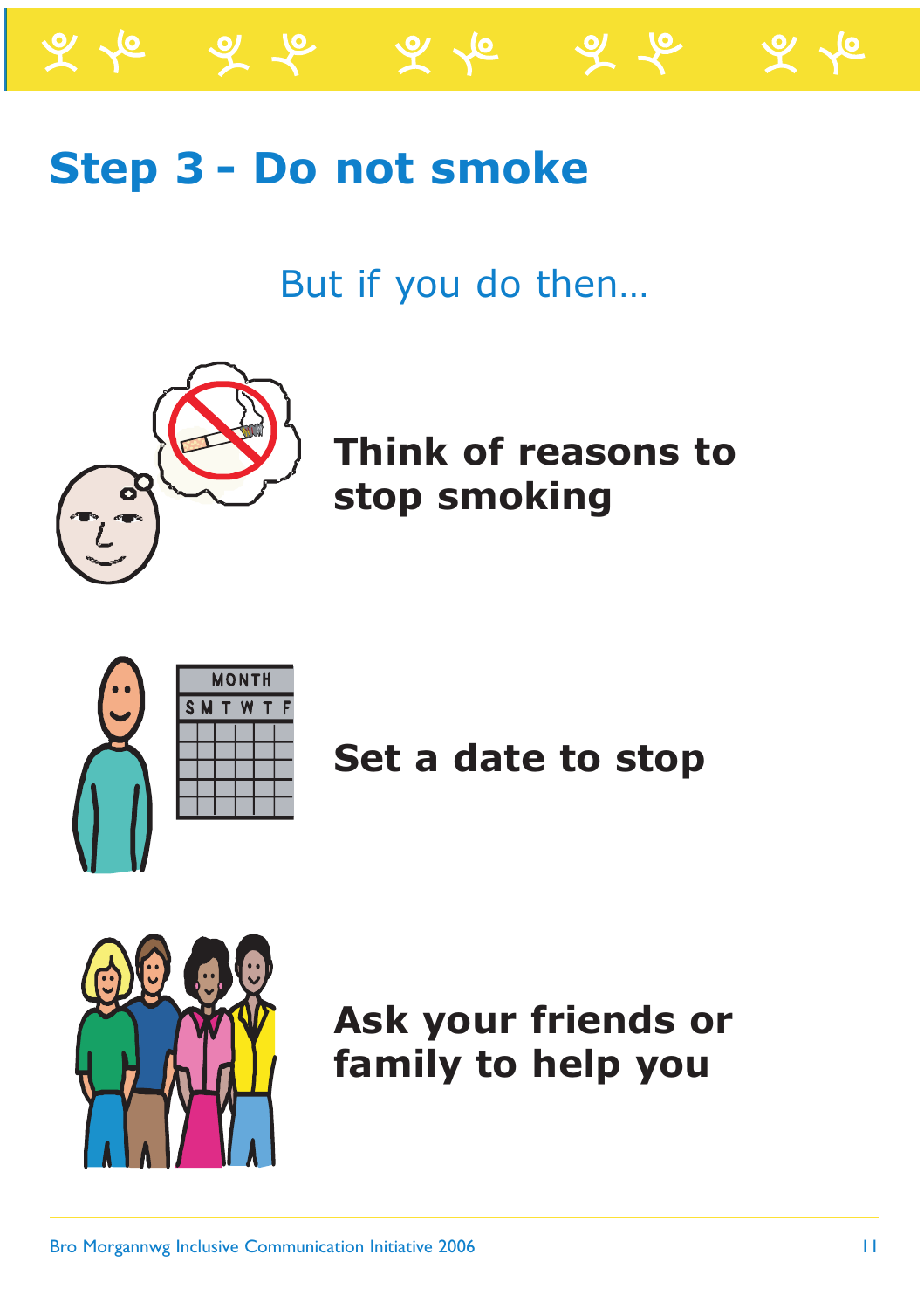# Step 3 - Do not smoke

But if you do then…

**Think of reasons to stop smoking**

**Set a date to stop**

**Ask your friends or family to help you**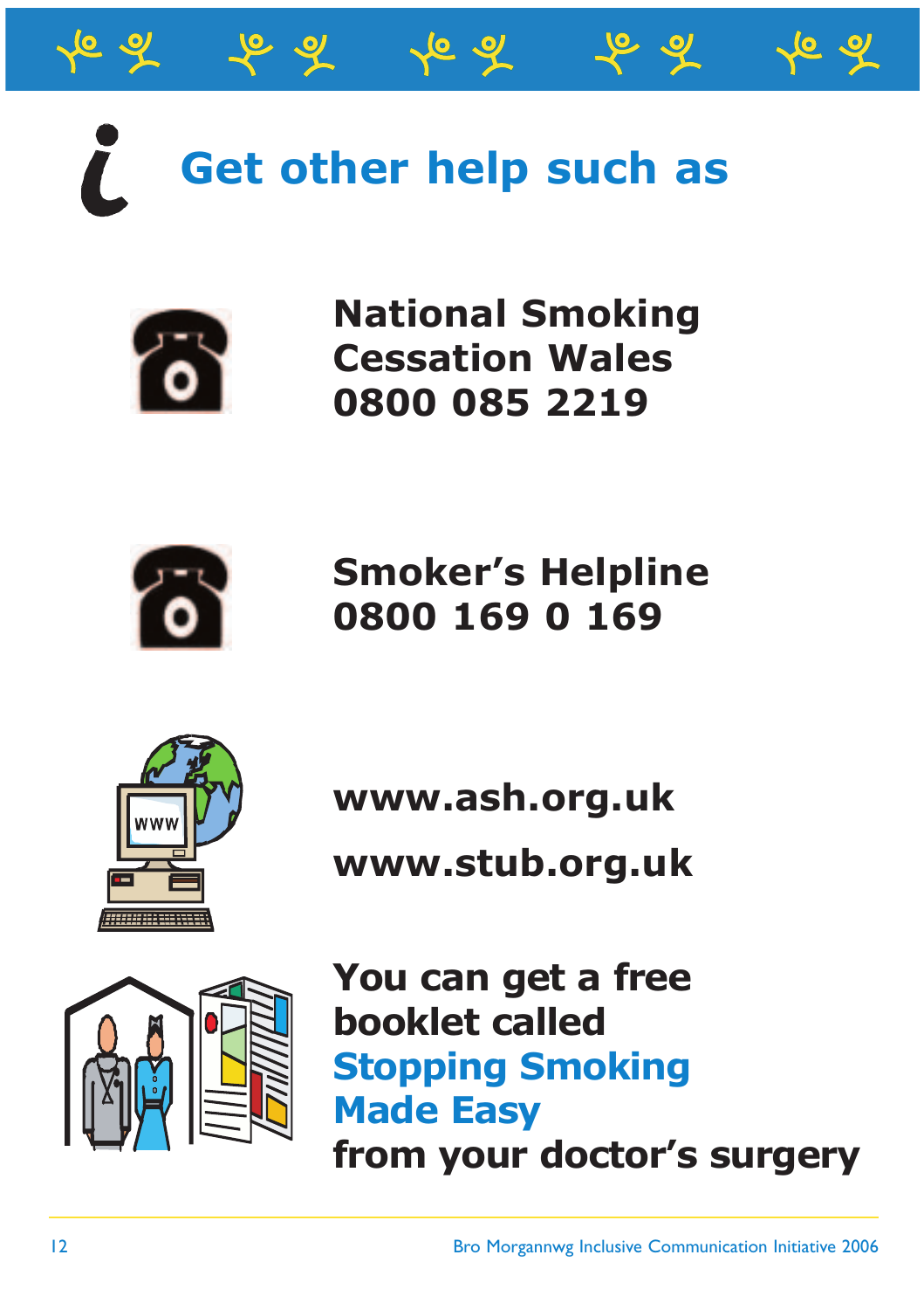# Get other help such as

**National Smoking Cessation Wales 0800 085 2219**

**Smoker's Helpline 0800 169 0 169**

**www.ash.org.uk**

**www.stub.org.uk**

**You can get a free booklet called Stopping Smoking Made Easy from your doctor's surgery**

Bro Morgannwg Inclusive Communication Initiative 2006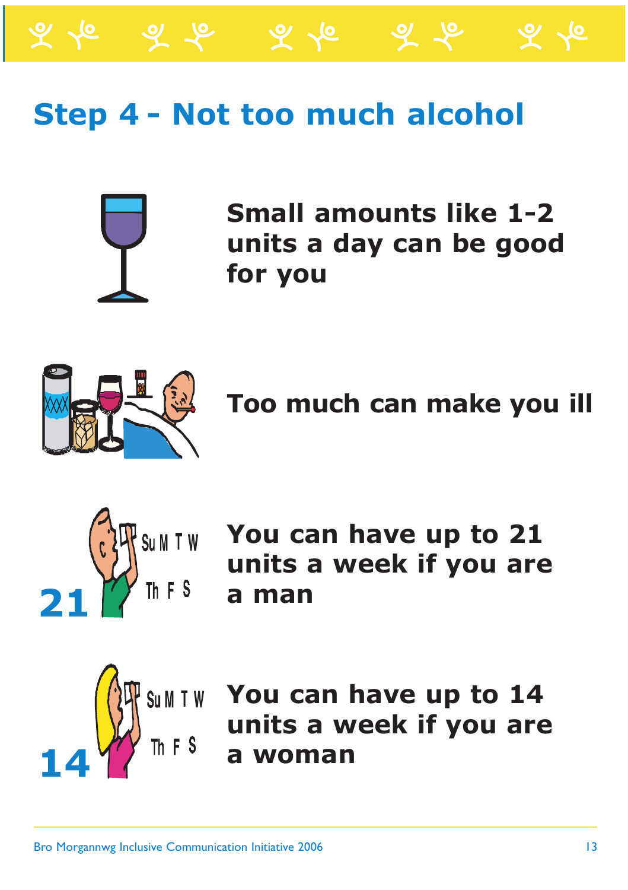# Step 4 - Not too much alcohol

**Small amounts like 1-2 units a day can be good for you**

**Too much can make you ill**

**You can have up to 21 units a week if you are a man**

**You can have up to 14 units a week if you are a woman**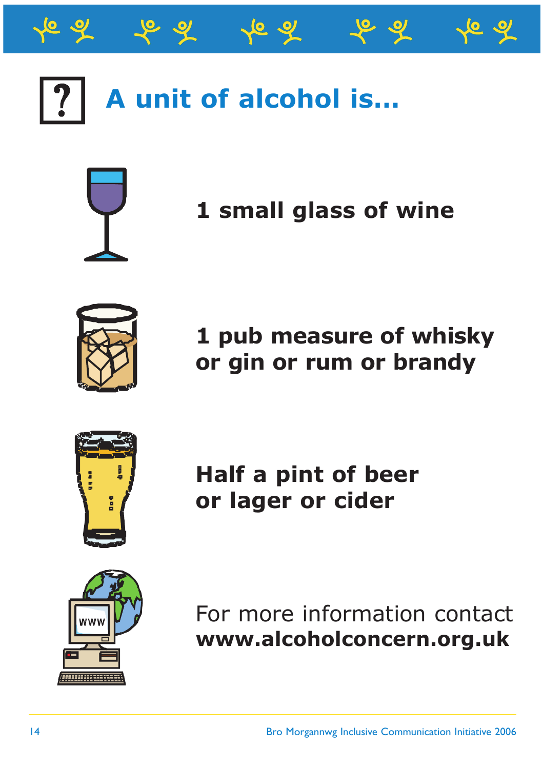# A unit of alcohol is...

**1 small glass of wine**

**1 pub measure of whisky or gin or rum or brandy**

**Half a pint of beer or lager or cider**

For more information contact **www.alcoholconcern.org.uk**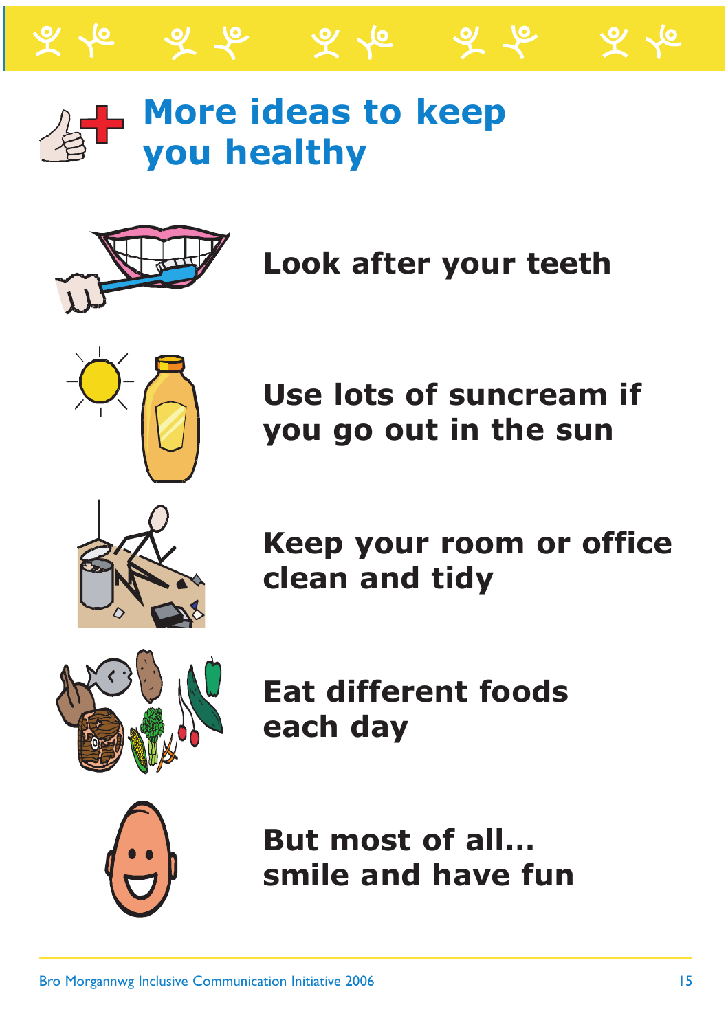# More ideas to keep you healthy

**Look after your teeth**

**Use lots of suncream if you go out in the sun**

**Keep your room or office clean and tidy**

**Eat different foods each day**

**But most of all... smile and have fun**

Bro Morgannwg Inclusive Communication Initiative 2006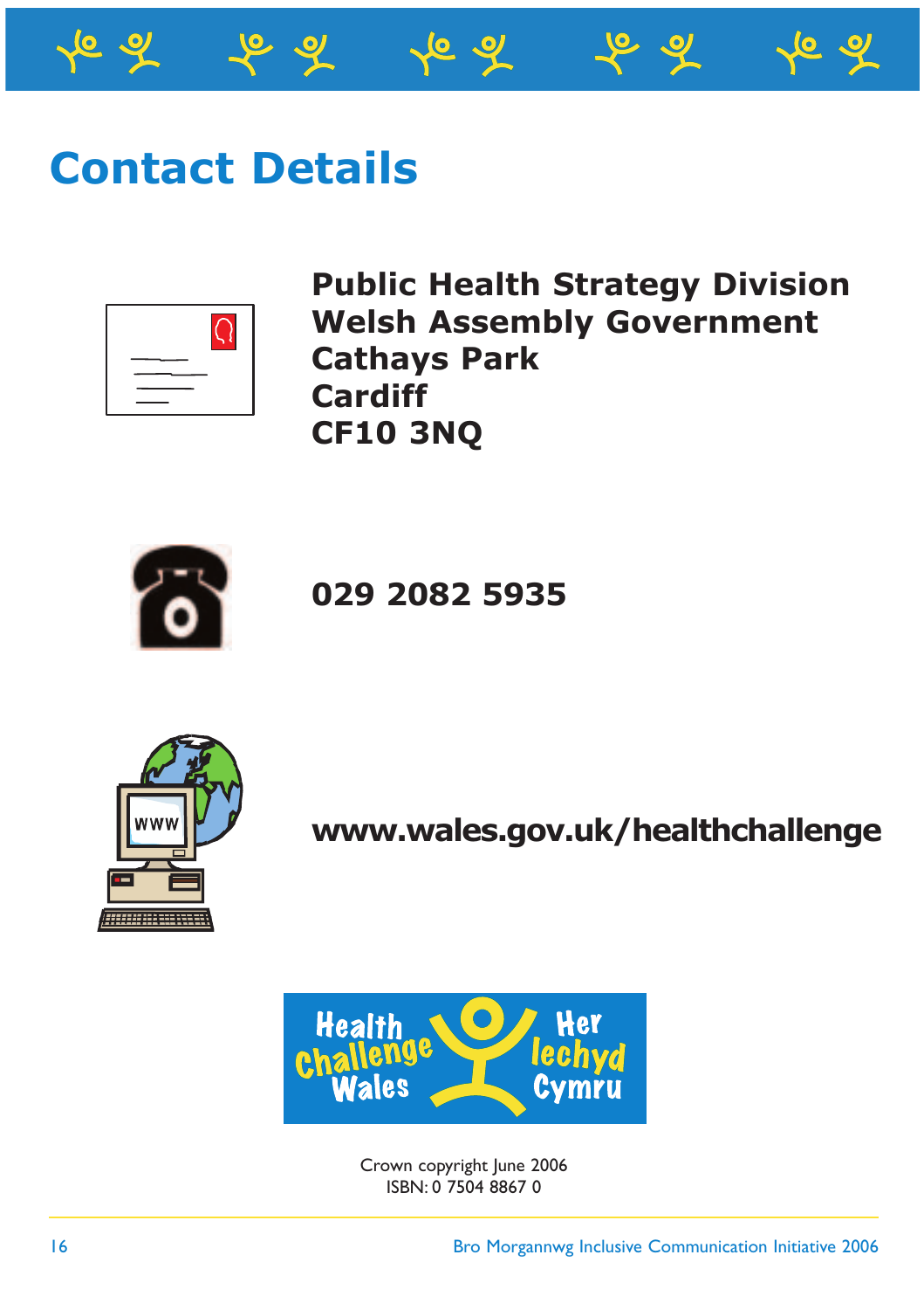# Contact Details

**Public Health Strategy Division**
**Welsh Assembly Government**
**Cathays Park**
**Cardiff**
**CF10 3NQ**

**029 2082 5935**

**www.wales.gov.uk/healthchallenge**

Health Challenge Wales
Her Iechyd Cymru

Crown copyright June 2006
ISBN: 0 7504 8867 0